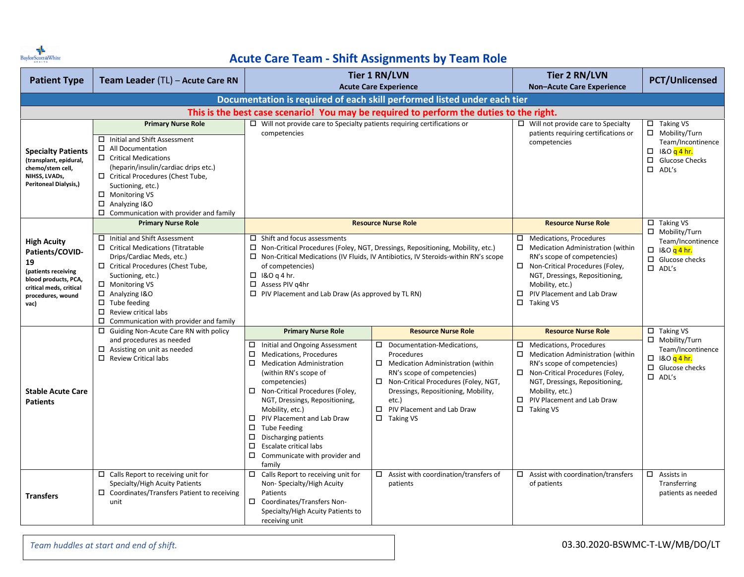# Acute Care Team - Shift Assignments by Team Role

| Patient Type | Team Leader (TL) – Acute Care RN | Tier 1 RN/LVN Acute Care Experience | | Tier 2 RN/LVN Non–Acute Care Experience | PCT/Unlicensed |
|---|---|---|---|---|---|
| **Documentation is required of each skill performed listed under each tier** | | | | | |
| **This is the best case scenario! You may be required to perform the duties to the right.** | | | | | |
| **Specialty Patients** (transplant, epidural, chemo/stem cell, NIHSS, LVADs, Peritoneal Dialysis,) | **Primary Nurse Role**<br>☐ Initial and Shift Assessment<br>☐ All Documentation<br>☐ Critical Medications (heparin/insulin/cardiac drips etc.)<br>☐ Critical Procedures (Chest Tube, Suctioning, etc.)<br>☐ Monitoring VS<br>☐ Analyzing I&O<br>☐ Communication with provider and family | ☐ Will not provide care to Specialty patients requiring certifications or competencies | | ☐ Will not provide care to Specialty patients requiring certifications or competencies | ☐ Taking VS<br>☐ Mobility/Turn Team/Incontinence<br>☐ I&O q 4 hr.<br>☐ Glucose Checks<br>☐ ADL's |
| **High Acuity Patients/COVID-19** (patients receiving blood products, PCA, critical meds, critical procedures, wound vac) | **Primary Nurse Role**<br>☐ Initial and Shift Assessment<br>☐ Critical Medications (Titratable Drips/Cardiac Meds, etc.)<br>☐ Critical Procedures (Chest Tube, Suctioning, etc.)<br>☐ Monitoring VS<br>☐ Analyzing I&O<br>☐ Tube feeding<br>☐ Review critical labs<br>☐ Communication with provider and family | **Resource Nurse Role**<br>☐ Shift and focus assessments<br>☐ Non-Critical Procedures (Foley, NGT, Dressings, Repositioning, Mobility, etc.)<br>☐ Non-Critical Medications (IV Fluids, IV Antibiotics, IV Steroids-within RN's scope of competencies)<br>☐ I&O q 4 hr.<br>☐ Assess PIV q4hr<br>☐ PIV Placement and Lab Draw (As approved by TL RN) | | **Resource Nurse Role**<br>☐ Medications, Procedures<br>☐ Medication Administration (within RN's scope of competencies)<br>☐ Non-Critical Procedures (Foley, NGT, Dressings, Repositioning, Mobility, etc.)<br>☐ PIV Placement and Lab Draw<br>☐ Taking VS | ☐ Taking VS<br>☐ Mobility/Turn Team/Incontinence<br>☐ I&O q 4 hr.<br>☐ Glucose checks<br>☐ ADL's |
| **Stable Acute Care Patients** | ☐ Guiding Non-Acute Care RN with policy and procedures as needed<br>☐ Assisting on unit as needed<br>☐ Review Critical labs | **Primary Nurse Role**<br>☐ Initial and Ongoing Assessment<br>☐ Medications, Procedures<br>☐ Medication Administration (within RN's scope of competencies)<br>☐ Non-Critical Procedures (Foley, NGT, Dressings, Repositioning, Mobility, etc.)<br>☐ PIV Placement and Lab Draw<br>☐ Tube Feeding<br>☐ Discharging patients<br>☐ Escalate critical labs<br>☐ Communicate with provider and family | **Resource Nurse Role**<br>☐ Documentation-Medications, Procedures<br>☐ Medication Administration (within RN's scope of competencies)<br>☐ Non-Critical Procedures (Foley, NGT, Dressings, Repositioning, Mobility, etc.)<br>☐ PIV Placement and Lab Draw<br>☐ Taking VS | **Resource Nurse Role**<br>☐ Medications, Procedures<br>☐ Medication Administration (within RN's scope of competencies)<br>☐ Non-Critical Procedures (Foley, NGT, Dressings, Repositioning, Mobility, etc.)<br>☐ PIV Placement and Lab Draw<br>☐ Taking VS | ☐ Taking VS<br>☐ Mobility/Turn Team/Incontinence<br>☐ I&O q 4 hr.<br>☐ Glucose checks<br>☐ ADL's |
| **Transfers** | ☐ Calls Report to receiving unit for Specialty/High Acuity Patients<br>☐ Coordinates/Transfers Patient to receiving unit | ☐ Calls Report to receiving unit for Non- Specialty/High Acuity Patients<br>☐ Coordinates/Transfers Non-Specialty/High Acuity Patients to receiving unit | ☐ Assist with coordination/transfers of patients | ☐ Assist with coordination/transfers of patients | ☐ Assists in Transferring patients as needed |

*Team huddles at start and end of shift.*

03.30.2020-BSWMC-T-LW/MB/DO/LT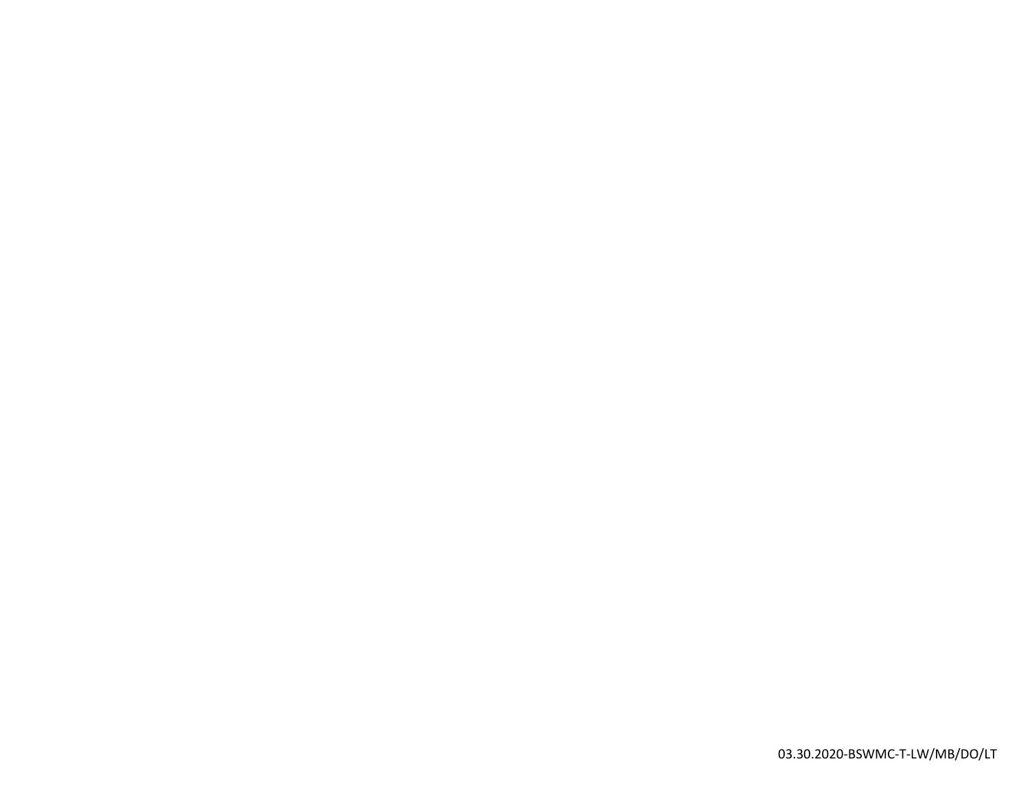03.30.2020-BSWMC-T-LW/MB/DO/LT